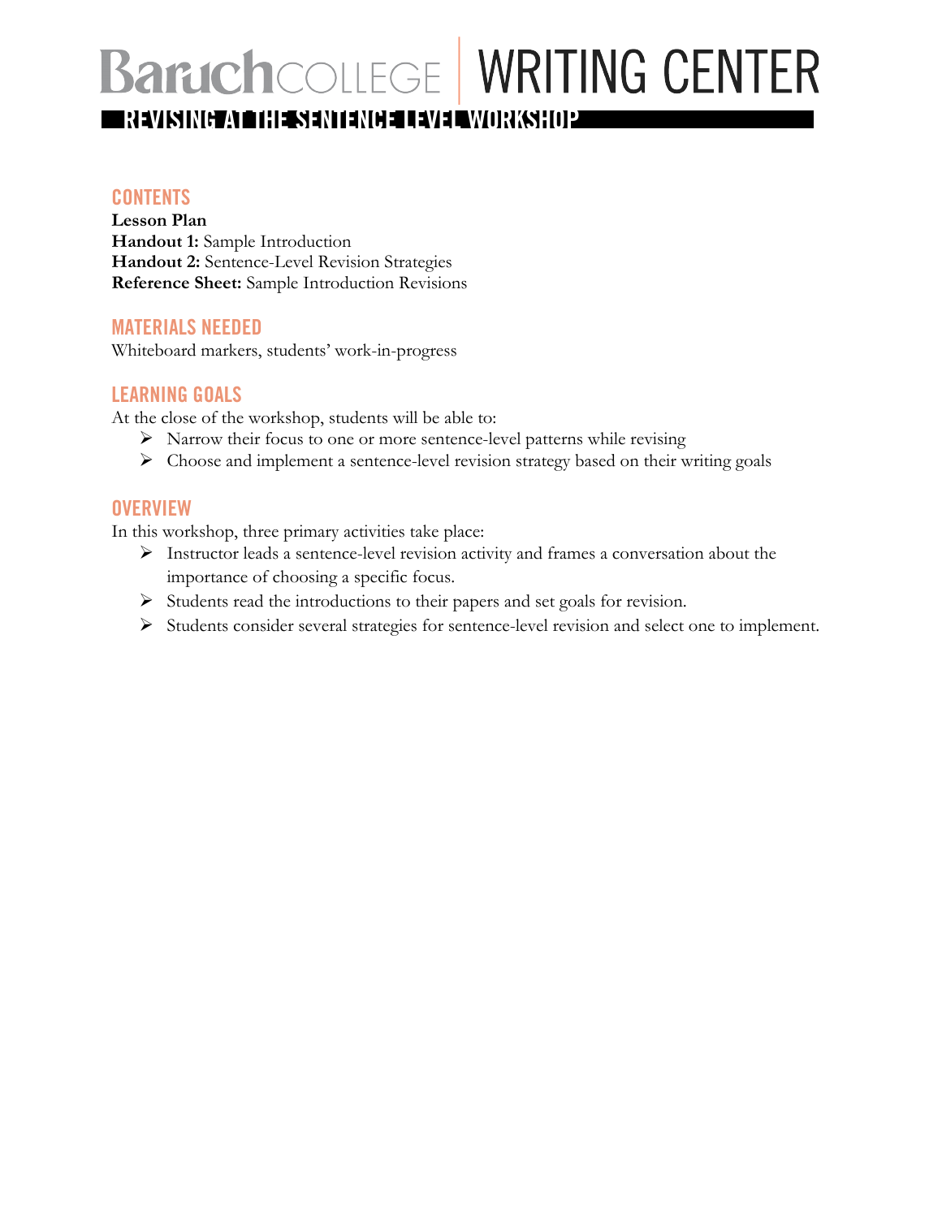# Baruch COLLEGE | WRITING CENTER

## REVISING AT THE SENTENCE LEVEL WORKSHOP

### CONTENTS

**Lesson Plan**
**Handout 1:** Sample Introduction
**Handout 2:** Sentence-Level Revision Strategies
**Reference Sheet:** Sample Introduction Revisions

### MATERIALS NEEDED

Whiteboard markers, students' work-in-progress

### LEARNING GOALS

At the close of the workshop, students will be able to:

- Narrow their focus to one or more sentence-level patterns while revising
- Choose and implement a sentence-level revision strategy based on their writing goals

### OVERVIEW

In this workshop, three primary activities take place:

- Instructor leads a sentence-level revision activity and frames a conversation about the importance of choosing a specific focus.
- Students read the introductions to their papers and set goals for revision.
- Students consider several strategies for sentence-level revision and select one to implement.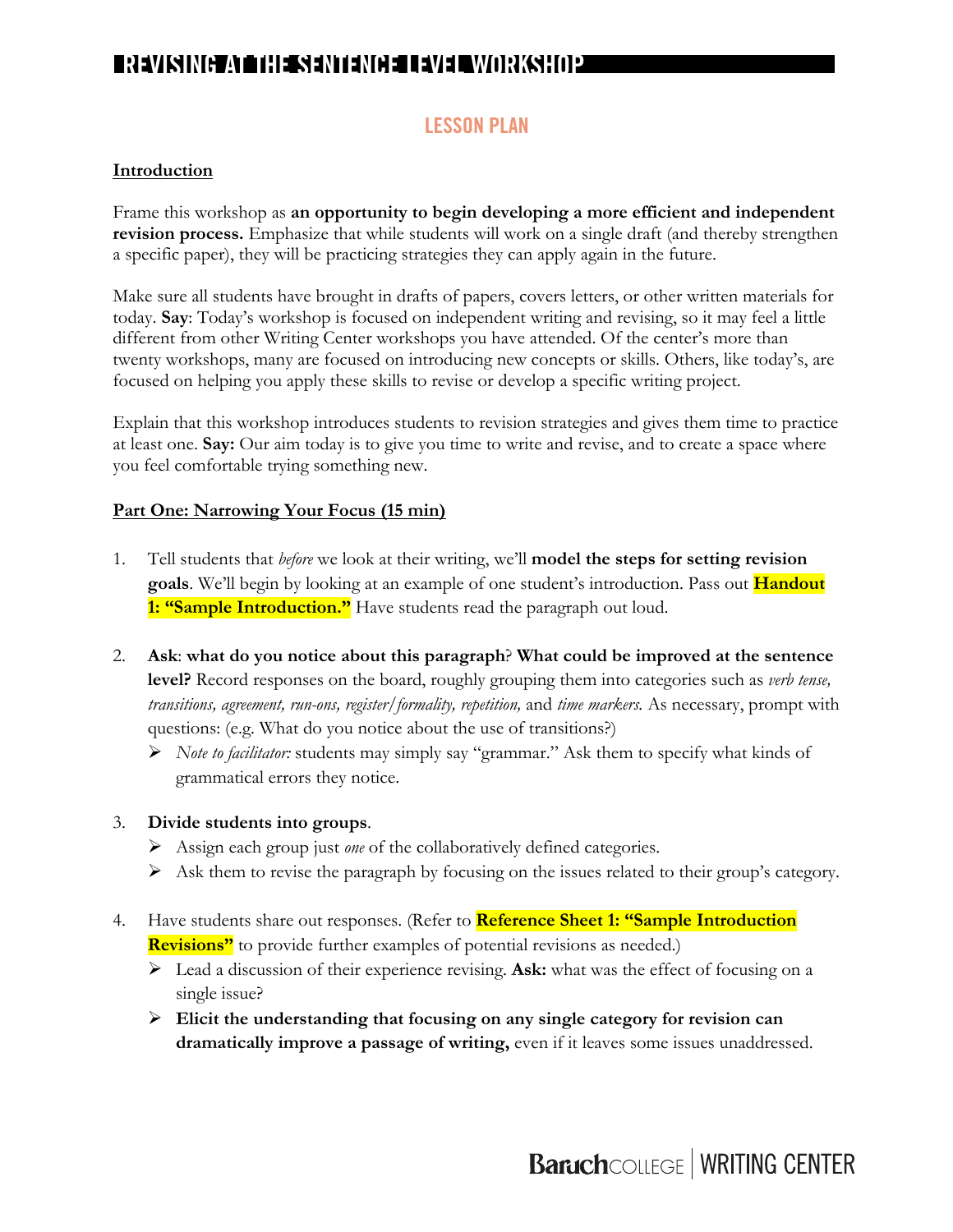# REVISING AT THE SENTENCE LEVEL WORKSHOP

## LESSON PLAN

**Introduction**

Frame this workshop as **an opportunity to begin developing a more efficient and independent revision process.** Emphasize that while students will work on a single draft (and thereby strengthen a specific paper), they will be practicing strategies they can apply again in the future.

Make sure all students have brought in drafts of papers, covers letters, or other written materials for today. **Say**: Today's workshop is focused on independent writing and revising, so it may feel a little different from other Writing Center workshops you have attended. Of the center's more than twenty workshops, many are focused on introducing new concepts or skills. Others, like today's, are focused on helping you apply these skills to revise or develop a specific writing project.

Explain that this workshop introduces students to revision strategies and gives them time to practice at least one. **Say:** Our aim today is to give you time to write and revise, and to create a space where you feel comfortable trying something new.

**Part One: Narrowing Your Focus (15 min)**

1. Tell students that *before* we look at their writing, we'll **model the steps for setting revision goals**. We'll begin by looking at an example of one student's introduction. Pass out **Handout 1: "Sample Introduction."** Have students read the paragraph out loud.

2. **Ask**: **what do you notice about this paragraph**? **What could be improved at the sentence level?** Record responses on the board, roughly grouping them into categories such as *verb tense, transitions, agreement, run-ons, register/formality, repetition,* and *time markers.* As necessary, prompt with questions: (e.g. What do you notice about the use of transitions?)
   - *Note to facilitator:* students may simply say "grammar." Ask them to specify what kinds of grammatical errors they notice.

3. **Divide students into groups**.
   - Assign each group just *one* of the collaboratively defined categories.
   - Ask them to revise the paragraph by focusing on the issues related to their group's category.

4. Have students share out responses. (Refer to **Reference Sheet 1: "Sample Introduction Revisions"** to provide further examples of potential revisions as needed.)
   - Lead a discussion of their experience revising. **Ask:** what was the effect of focusing on a single issue?
   - **Elicit the understanding that focusing on any single category for revision can dramatically improve a passage of writing,** even if it leaves some issues unaddressed.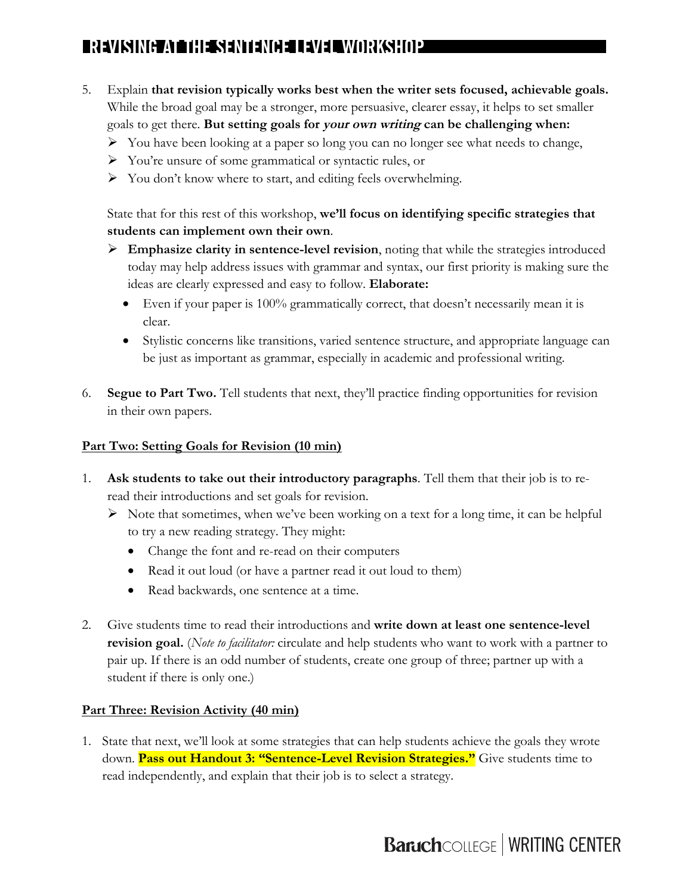5. Explain **that revision typically works best when the writer sets focused, achievable goals.** While the broad goal may be a stronger, more persuasive, clearer essay, it helps to set smaller goals to get there. **But setting goals for *your own writing* can be challenging when:**
   - You have been looking at a paper so long you can no longer see what needs to change,
   - You're unsure of some grammatical or syntactic rules, or
   - You don't know where to start, and editing feels overwhelming.

   State that for this rest of this workshop, **we'll focus on identifying specific strategies that students can implement own their own**.
   - **Emphasize clarity in sentence-level revision**, noting that while the strategies introduced today may help address issues with grammar and syntax, our first priority is making sure the ideas are clearly expressed and easy to follow. **Elaborate:**
     - Even if your paper is 100% grammatically correct, that doesn't necessarily mean it is clear.
     - Stylistic concerns like transitions, varied sentence structure, and appropriate language can be just as important as grammar, especially in academic and professional writing.

6. **Segue to Part Two.** Tell students that next, they'll practice finding opportunities for revision in their own papers.

**Part Two: Setting Goals for Revision (10 min)**

1. **Ask students to take out their introductory paragraphs**. Tell them that their job is to re-read their introductions and set goals for revision.
   - Note that sometimes, when we've been working on a text for a long time, it can be helpful to try a new reading strategy. They might:
     - Change the font and re-read on their computers
     - Read it out loud (or have a partner read it out loud to them)
     - Read backwards, one sentence at a time.

2. Give students time to read their introductions and **write down at least one sentence-level revision goal.** (*Note to facilitator:* circulate and help students who want to work with a partner to pair up. If there is an odd number of students, create one group of three; partner up with a student if there is only one.)

**Part Three: Revision Activity (40 min)**

1. State that next, we'll look at some strategies that can help students achieve the goals they wrote down. **Pass out Handout 3: "Sentence-Level Revision Strategies."** Give students time to read independently, and explain that their job is to select a strategy.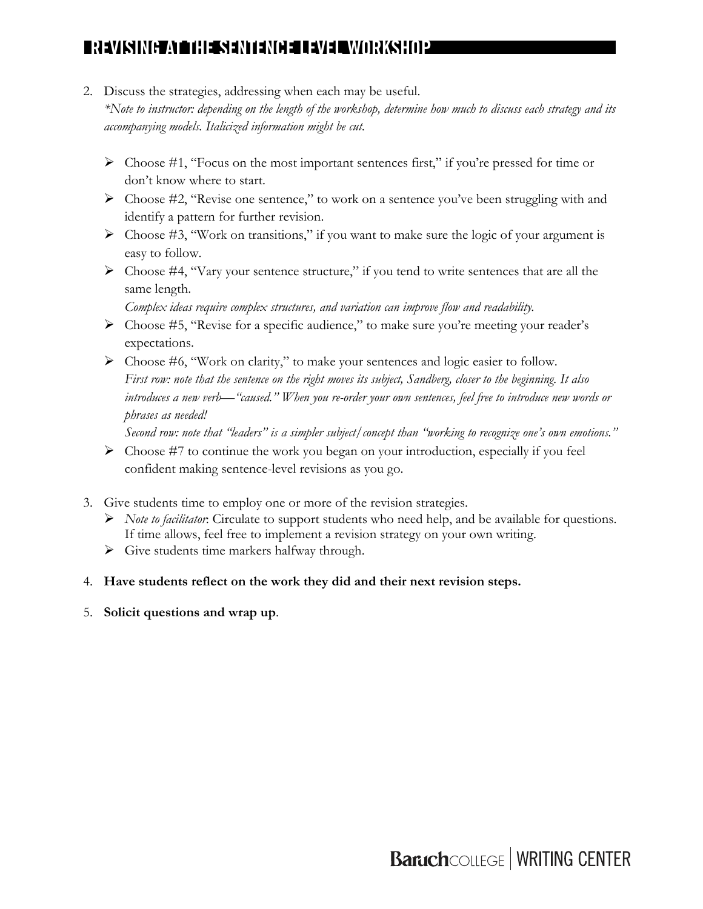2. Discuss the strategies, addressing when each may be useful.
   *\*Note to instructor: depending on the length of the workshop, determine how much to discuss each strategy and its accompanying models. Italicized information might be cut.*

   - Choose #1, "Focus on the most important sentences first," if you're pressed for time or don't know where to start.
   - Choose #2, "Revise one sentence," to work on a sentence you've been struggling with and identify a pattern for further revision.
   - Choose #3, "Work on transitions," if you want to make sure the logic of your argument is easy to follow.
   - Choose #4, "Vary your sentence structure," if you tend to write sentences that are all the same length.
     *Complex ideas require complex structures, and variation can improve flow and readability.*
   - Choose #5, "Revise for a specific audience," to make sure you're meeting your reader's expectations.
   - Choose #6, "Work on clarity," to make your sentences and logic easier to follow.
     *First row: note that the sentence on the right moves its subject, Sandberg, closer to the beginning. It also introduces a new verb—"caused." When you re-order your own sentences, feel free to introduce new words or phrases as needed!*
     *Second row: note that "leaders" is a simpler subject/concept than "working to recognize one's own emotions."*
   - Choose #7 to continue the work you began on your introduction, especially if you feel confident making sentence-level revisions as you go.

3. Give students time to employ one or more of the revision strategies.
   - *Note to facilitator*: Circulate to support students who need help, and be available for questions. If time allows, feel free to implement a revision strategy on your own writing.
   - Give students time markers halfway through.

4. **Have students reflect on the work they did and their next revision steps.**

5. **Solicit questions and wrap up**.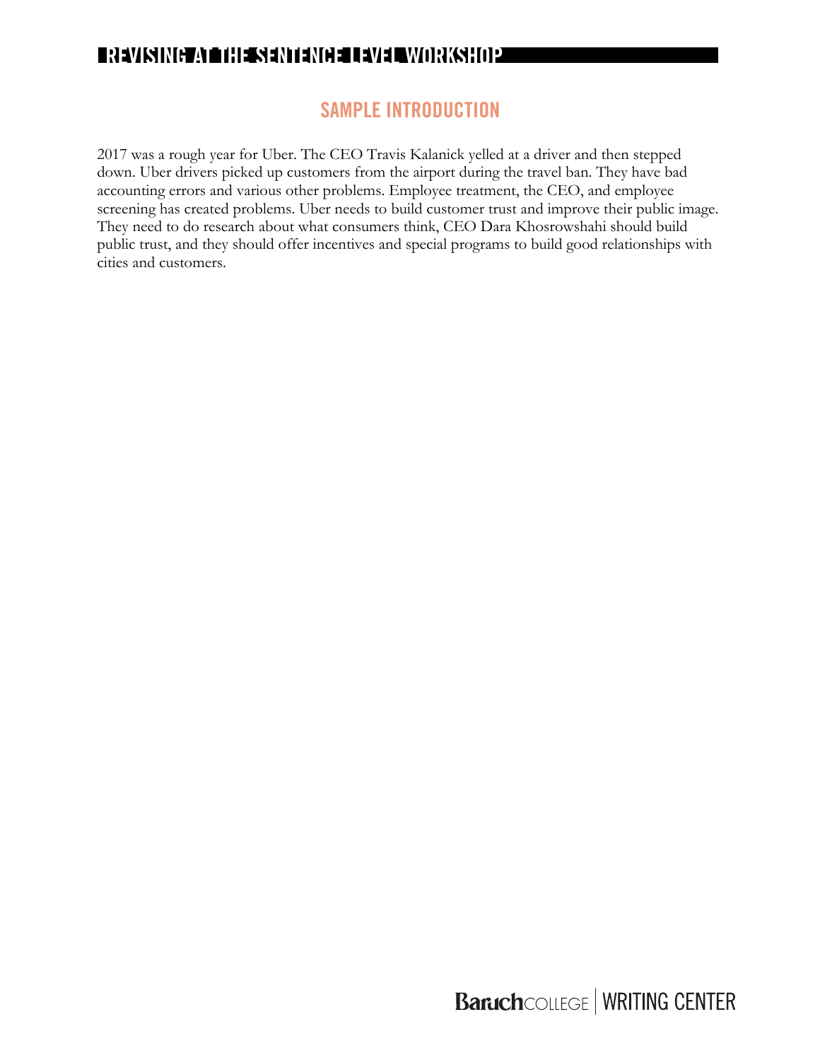## SAMPLE INTRODUCTION

2017 was a rough year for Uber. The CEO Travis Kalanick yelled at a driver and then stepped down. Uber drivers picked up customers from the airport during the travel ban. They have bad accounting errors and various other problems. Employee treatment, the CEO, and employee screening has created problems. Uber needs to build customer trust and improve their public image. They need to do research about what consumers think, CEO Dara Khosrowshahi should build public trust, and they should offer incentives and special programs to build good relationships with cities and customers.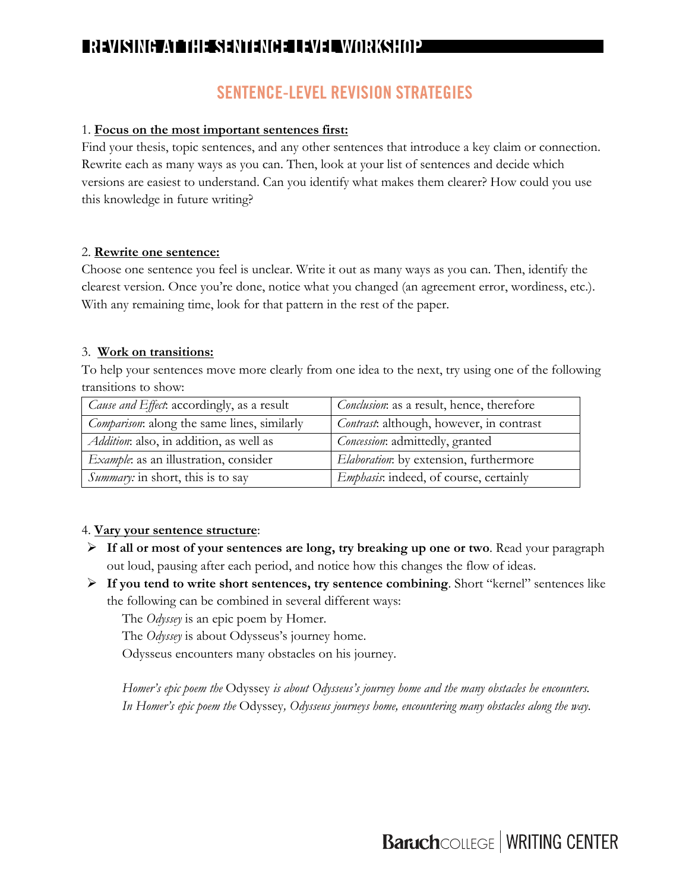## REVISING AT THE SENTENCE LEVEL WORKSHOP

### SENTENCE-LEVEL REVISION STRATEGIES

1. **Focus on the most important sentences first:**
Find your thesis, topic sentences, and any other sentences that introduce a key claim or connection. Rewrite each as many ways as you can. Then, look at your list of sentences and decide which versions are easiest to understand. Can you identify what makes them clearer? How could you use this knowledge in future writing?

2. **Rewrite one sentence:**
Choose one sentence you feel is unclear. Write it out as many ways as you can. Then, identify the clearest version. Once you're done, notice what you changed (an agreement error, wordiness, etc.). With any remaining time, look for that pattern in the rest of the paper.

3. **Work on transitions:**
To help your sentences move more clearly from one idea to the next, try using one of the following transitions to show:

| | |
|---|---|
| *Cause and Effect*: accordingly, as a result | *Conclusion*: as a result, hence, therefore |
| *Comparison*: along the same lines, similarly | *Contrast*: although, however, in contrast |
| *Addition*: also, in addition, as well as | *Concession*: admittedly, granted |
| *Example*: as an illustration, consider | *Elaboration*: by extension, furthermore |
| *Summary:* in short, this is to say | *Emphasis*: indeed, of course, certainly |

4. **Vary your sentence structure**:

- **If all or most of your sentences are long, try breaking up one or two**. Read your paragraph out loud, pausing after each period, and notice how this changes the flow of ideas.
- **If you tend to write short sentences, try sentence combining**. Short "kernel" sentences like the following can be combined in several different ways:

  The *Odyssey* is an epic poem by Homer.
  The *Odyssey* is about Odysseus's journey home.
  Odysseus encounters many obstacles on his journey.

  *Homer's epic poem the* Odyssey *is about Odysseus's journey home and the many obstacles he encounters.*
  *In Homer's epic poem the* Odyssey*, Odysseus journeys home, encountering many obstacles along the way.*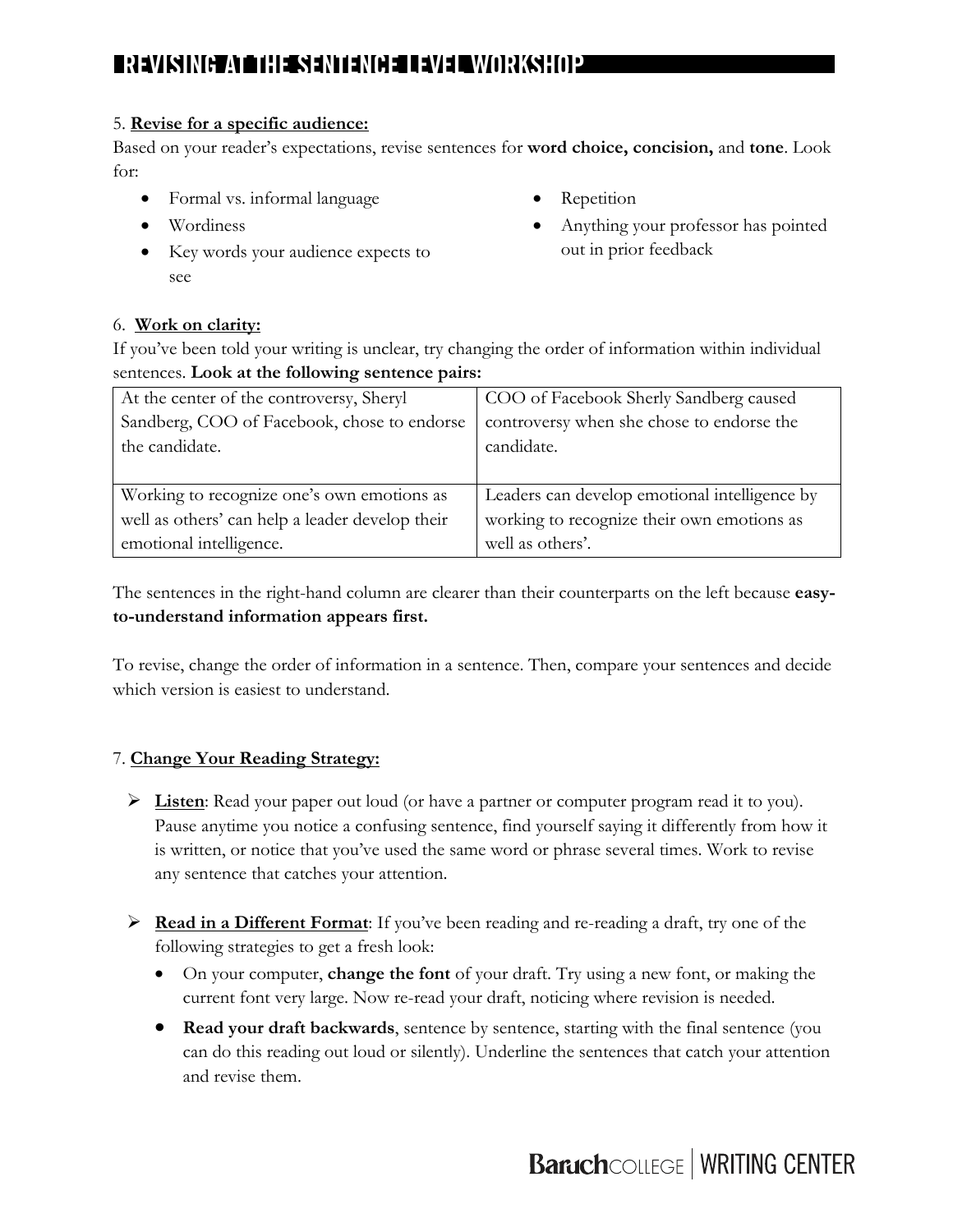5. **<u>Revise for a specific audience:</u>**

Based on your reader's expectations, revise sentences for **word choice, concision,** and **tone**. Look for:

- Formal vs. informal language
- Wordiness
- Key words your audience expects to see
- Repetition
- Anything your professor has pointed out in prior feedback

6. **<u>Work on clarity:</u>**

If you've been told your writing is unclear, try changing the order of information within individual sentences. **Look at the following sentence pairs:**

| | |
|---|---|
| At the center of the controversy, Sheryl Sandberg, COO of Facebook, chose to endorse the candidate. | COO of Facebook Sherly Sandberg caused controversy when she chose to endorse the candidate. |
| Working to recognize one's own emotions as well as others' can help a leader develop their emotional intelligence. | Leaders can develop emotional intelligence by working to recognize their own emotions as well as others'. |

The sentences in the right-hand column are clearer than their counterparts on the left because **easy-to-understand information appears first.**

To revise, change the order of information in a sentence. Then, compare your sentences and decide which version is easiest to understand.

7. **<u>Change Your Reading Strategy:</u>**

- **<u>Listen</u>**: Read your paper out loud (or have a partner or computer program read it to you). Pause anytime you notice a confusing sentence, find yourself saying it differently from how it is written, or notice that you've used the same word or phrase several times. Work to revise any sentence that catches your attention.

- **<u>Read in a Different Format</u>**: If you've been reading and re-reading a draft, try one of the following strategies to get a fresh look:
  - On your computer, **change the font** of your draft. Try using a new font, or making the current font very large. Now re-read your draft, noticing where revision is needed.
  - **Read your draft backwards**, sentence by sentence, starting with the final sentence (you can do this reading out loud or silently). Underline the sentences that catch your attention and revise them.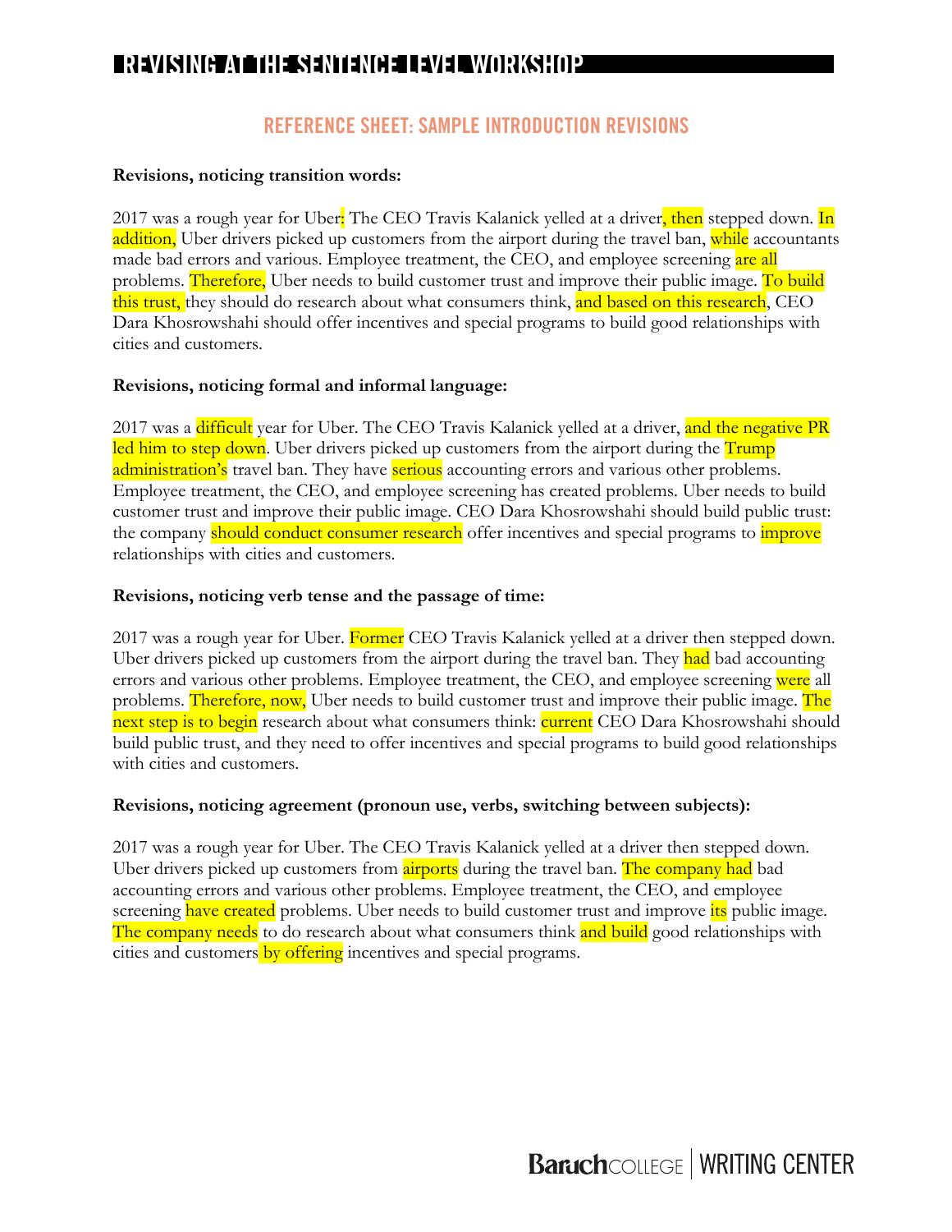# REVISING AT THE SENTENCE LEVEL WORKSHOP

## REFERENCE SHEET: SAMPLE INTRODUCTION REVISIONS

**Revisions, noticing transition words:**

2017 was a rough year for Uber: The CEO Travis Kalanick yelled at a driver, then stepped down. In addition, Uber drivers picked up customers from the airport during the travel ban, while accountants made bad errors and various. Employee treatment, the CEO, and employee screening are all problems. Therefore, Uber needs to build customer trust and improve their public image. To build this trust, they should do research about what consumers think, and based on this research, CEO Dara Khosrowshahi should offer incentives and special programs to build good relationships with cities and customers.

**Revisions, noticing formal and informal language:**

2017 was a difficult year for Uber. The CEO Travis Kalanick yelled at a driver, and the negative PR led him to step down. Uber drivers picked up customers from the airport during the Trump administration's travel ban. They have serious accounting errors and various other problems. Employee treatment, the CEO, and employee screening has created problems. Uber needs to build customer trust and improve their public image. CEO Dara Khosrowshahi should build public trust: the company should conduct consumer research offer incentives and special programs to improve relationships with cities and customers.

**Revisions, noticing verb tense and the passage of time:**

2017 was a rough year for Uber. Former CEO Travis Kalanick yelled at a driver then stepped down. Uber drivers picked up customers from the airport during the travel ban. They had bad accounting errors and various other problems. Employee treatment, the CEO, and employee screening were all problems. Therefore, now, Uber needs to build customer trust and improve their public image. The next step is to begin research about what consumers think: current CEO Dara Khosrowshahi should build public trust, and they need to offer incentives and special programs to build good relationships with cities and customers.

**Revisions, noticing agreement (pronoun use, verbs, switching between subjects):**

2017 was a rough year for Uber. The CEO Travis Kalanick yelled at a driver then stepped down. Uber drivers picked up customers from airports during the travel ban. The company had bad accounting errors and various other problems. Employee treatment, the CEO, and employee screening have created problems. Uber needs to build customer trust and improve its public image. The company needs to do research about what consumers think and build good relationships with cities and customers by offering incentives and special programs.

Baruch COLLEGE | WRITING CENTER